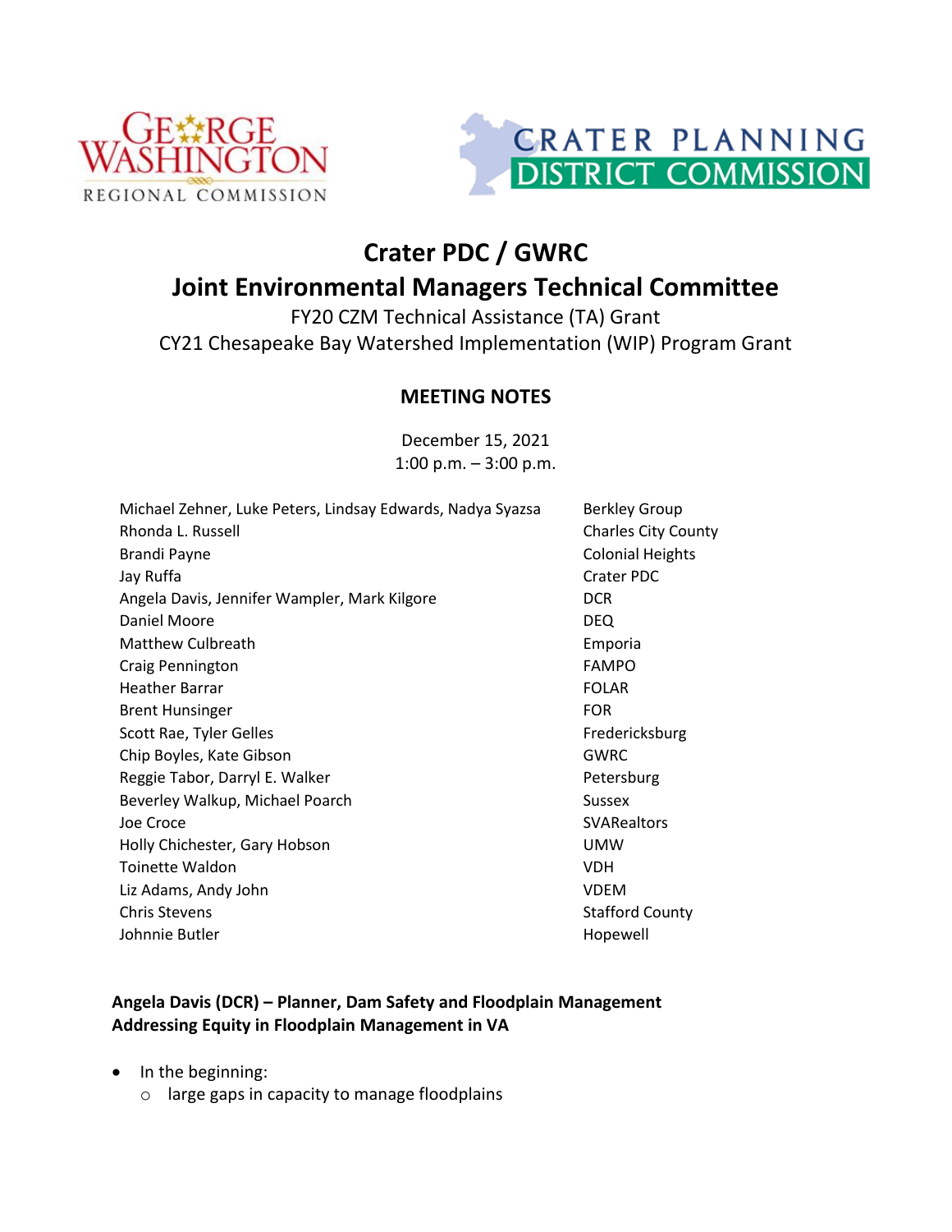# Crater PDC / GWRC

## Joint Environmental Managers Technical Committee

FY20 CZM Technical Assistance (TA) Grant

CY21 Chesapeake Bay Watershed Implementation (WIP) Program Grant

### MEETING NOTES

December 15, 2021

1:00 p.m. – 3:00 p.m.

| | |
|---|---|
| Michael Zehner, Luke Peters, Lindsay Edwards, Nadya Syazsa | Berkley Group |
| Rhonda L. Russell | Charles City County |
| Brandi Payne | Colonial Heights |
| Jay Ruffa | Crater PDC |
| Angela Davis, Jennifer Wampler, Mark Kilgore | DCR |
| Daniel Moore | DEQ |
| Matthew Culbreath | Emporia |
| Craig Pennington | FAMPO |
| Heather Barrar | FOLAR |
| Brent Hunsinger | FOR |
| Scott Rae, Tyler Gelles | Fredericksburg |
| Chip Boyles, Kate Gibson | GWRC |
| Reggie Tabor, Darryl E. Walker | Petersburg |
| Beverley Walkup, Michael Poarch | Sussex |
| Joe Croce | SVARealtors |
| Holly Chichester, Gary Hobson | UMW |
| Toinette Waldon | VDH |
| Liz Adams, Andy John | VDEM |
| Chris Stevens | Stafford County |
| Johnnie Butler | Hopewell |

**Angela Davis (DCR) – Planner, Dam Safety and Floodplain Management**
**Addressing Equity in Floodplain Management in VA**

- In the beginning:
  - large gaps in capacity to manage floodplains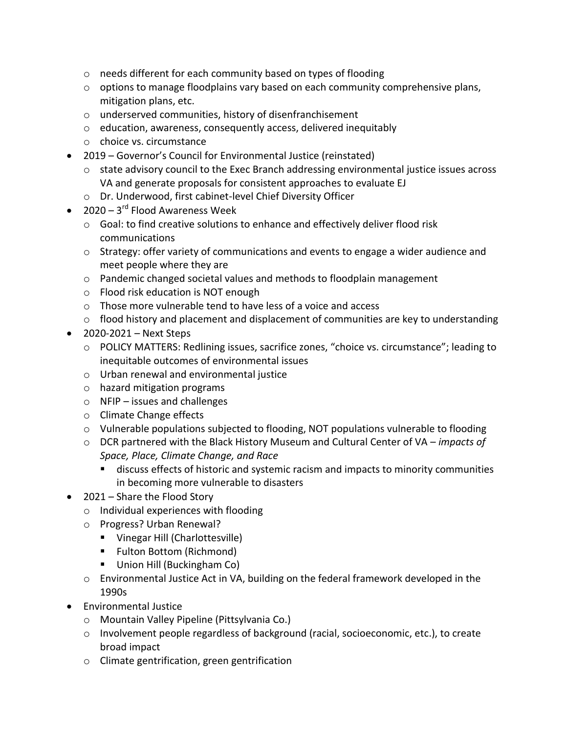- needs different for each community based on types of flooding
    - options to manage floodplains vary based on each community comprehensive plans, mitigation plans, etc.
    - underserved communities, history of disenfranchisement
    - education, awareness, consequently access, delivered inequitably
    - choice vs. circumstance
- 2019 – Governor's Council for Environmental Justice (reinstated)
    - state advisory council to the Exec Branch addressing environmental justice issues across VA and generate proposals for consistent approaches to evaluate EJ
    - Dr. Underwood, first cabinet-level Chief Diversity Officer
- 2020 – 3rd Flood Awareness Week
    - Goal: to find creative solutions to enhance and effectively deliver flood risk communications
    - Strategy: offer variety of communications and events to engage a wider audience and meet people where they are
    - Pandemic changed societal values and methods to floodplain management
    - Flood risk education is NOT enough
    - Those more vulnerable tend to have less of a voice and access
    - flood history and placement and displacement of communities are key to understanding
- 2020-2021 – Next Steps
    - POLICY MATTERS: Redlining issues, sacrifice zones, "choice vs. circumstance"; leading to inequitable outcomes of environmental issues
    - Urban renewal and environmental justice
    - hazard mitigation programs
    - NFIP – issues and challenges
    - Climate Change effects
    - Vulnerable populations subjected to flooding, NOT populations vulnerable to flooding
    - DCR partnered with the Black History Museum and Cultural Center of VA – *impacts of Space, Place, Climate Change, and Race*
        - discuss effects of historic and systemic racism and impacts to minority communities in becoming more vulnerable to disasters
- 2021 – Share the Flood Story
    - Individual experiences with flooding
    - Progress? Urban Renewal?
        - Vinegar Hill (Charlottesville)
        - Fulton Bottom (Richmond)
        - Union Hill (Buckingham Co)
    - Environmental Justice Act in VA, building on the federal framework developed in the 1990s
- Environmental Justice
    - Mountain Valley Pipeline (Pittsylvania Co.)
    - Involvement people regardless of background (racial, socioeconomic, etc.), to create broad impact
    - Climate gentrification, green gentrification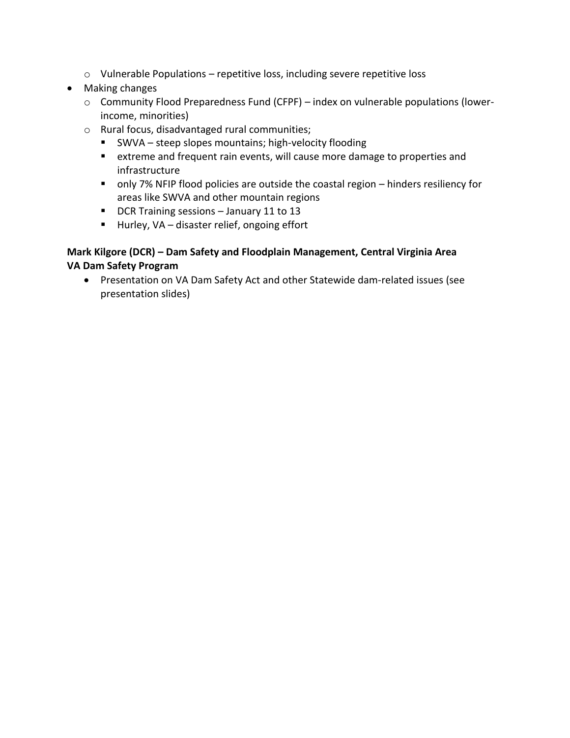- Vulnerable Populations – repetitive loss, including severe repetitive loss
- Making changes
  - Community Flood Preparedness Fund (CFPF) – index on vulnerable populations (lower-income, minorities)
  - Rural focus, disadvantaged rural communities;
    - SWVA – steep slopes mountains; high-velocity flooding
    - extreme and frequent rain events, will cause more damage to properties and infrastructure
    - only 7% NFIP flood policies are outside the coastal region – hinders resiliency for areas like SWVA and other mountain regions
    - DCR Training sessions – January 11 to 13
    - Hurley, VA – disaster relief, ongoing effort

**Mark Kilgore (DCR) – Dam Safety and Floodplain Management, Central Virginia Area**
**VA Dam Safety Program**

- Presentation on VA Dam Safety Act and other Statewide dam-related issues (see presentation slides)